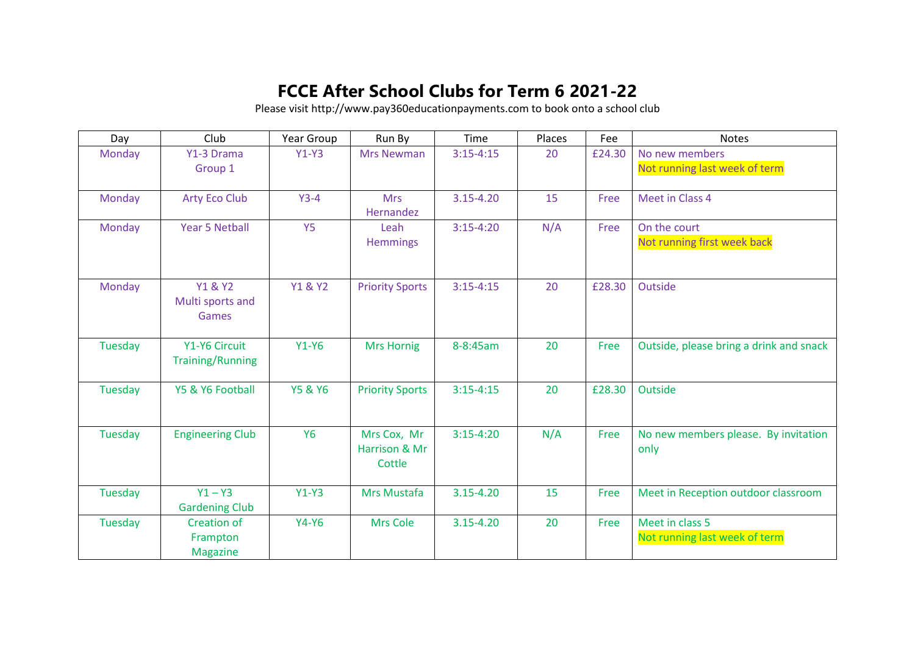# FCCE After School Clubs for Term 6 2021-22

Please visit http://www.pay360educationpayments.com to book onto a school club

| Day | Club | Year Group | Run By | Time | Places | Fee | Notes |
|---|---|---|---|---|---|---|---|
| Monday | Y1-3 Drama Group 1 | Y1-Y3 | Mrs Newman | 3:15-4:15 | 20 | £24.30 | No new members<br>Not running last week of term |
| Monday | Arty Eco Club | Y3-4 | Mrs Hernandez | 3.15-4.20 | 15 | Free | Meet in Class 4 |
| Monday | Year 5 Netball | Y5 | Leah Hemmings | 3:15-4:20 | N/A | Free | On the court<br>Not running first week back |
| Monday | Y1 & Y2 Multi sports and Games | Y1 & Y2 | Priority Sports | 3:15-4:15 | 20 | £28.30 | Outside |
| Tuesday | Y1-Y6 Circuit Training/Running | Y1-Y6 | Mrs Hornig | 8-8:45am | 20 | Free | Outside, please bring a drink and snack |
| Tuesday | Y5 & Y6 Football | Y5 & Y6 | Priority Sports | 3:15-4:15 | 20 | £28.30 | Outside |
| Tuesday | Engineering Club | Y6 | Mrs Cox, Mr Harrison & Mr Cottle | 3:15-4:20 | N/A | Free | No new members please. By invitation only |
| Tuesday | Y1 – Y3 Gardening Club | Y1-Y3 | Mrs Mustafa | 3.15-4.20 | 15 | Free | Meet in Reception outdoor classroom |
| Tuesday | Creation of Frampton Magazine | Y4-Y6 | Mrs Cole | 3.15-4.20 | 20 | Free | Meet in class 5<br>Not running last week of term |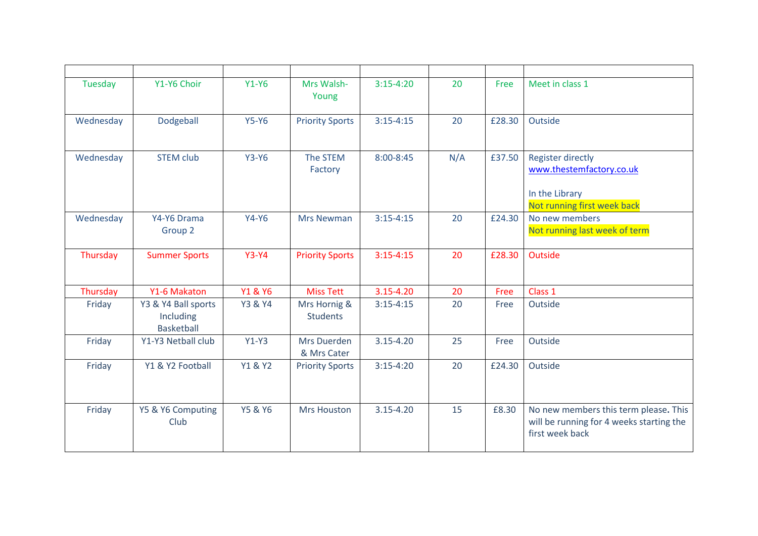| | | | | | | | |
|---|---|---|---|---|---|---|---|
| Tuesday | Y1-Y6 Choir | Y1-Y6 | Mrs Walsh-Young | 3:15-4:20 | 20 | Free | Meet in class 1 |
| Wednesday | Dodgeball | Y5-Y6 | Priority Sports | 3:15-4:15 | 20 | £28.30 | Outside |
| Wednesday | STEM club | Y3-Y6 | The STEM Factory | 8:00-8:45 | N/A | £37.50 | Register directly www.thestemfactory.co.uk<br><br>In the Library<br>Not running first week back |
| Wednesday | Y4-Y6 Drama Group 2 | Y4-Y6 | Mrs Newman | 3:15-4:15 | 20 | £24.30 | No new members<br>Not running last week of term |
| Thursday | Summer Sports | Y3-Y4 | Priority Sports | 3:15-4:15 | 20 | £28.30 | Outside |
| Thursday | Y1-6 Makaton | Y1 & Y6 | Miss Tett | 3.15-4.20 | 20 | Free | Class 1 |
| Friday | Y3 & Y4 Ball sports Including Basketball | Y3 & Y4 | Mrs Hornig & Students | 3:15-4:15 | 20 | Free | Outside |
| Friday | Y1-Y3 Netball club | Y1-Y3 | Mrs Duerden & Mrs Cater | 3.15-4.20 | 25 | Free | Outside |
| Friday | Y1 & Y2 Football | Y1 & Y2 | Priority Sports | 3:15-4:20 | 20 | £24.30 | Outside |
| Friday | Y5 & Y6 Computing Club | Y5 & Y6 | Mrs Houston | 3.15-4.20 | 15 | £8.30 | No new members this term please. This will be running for 4 weeks starting the first week back |